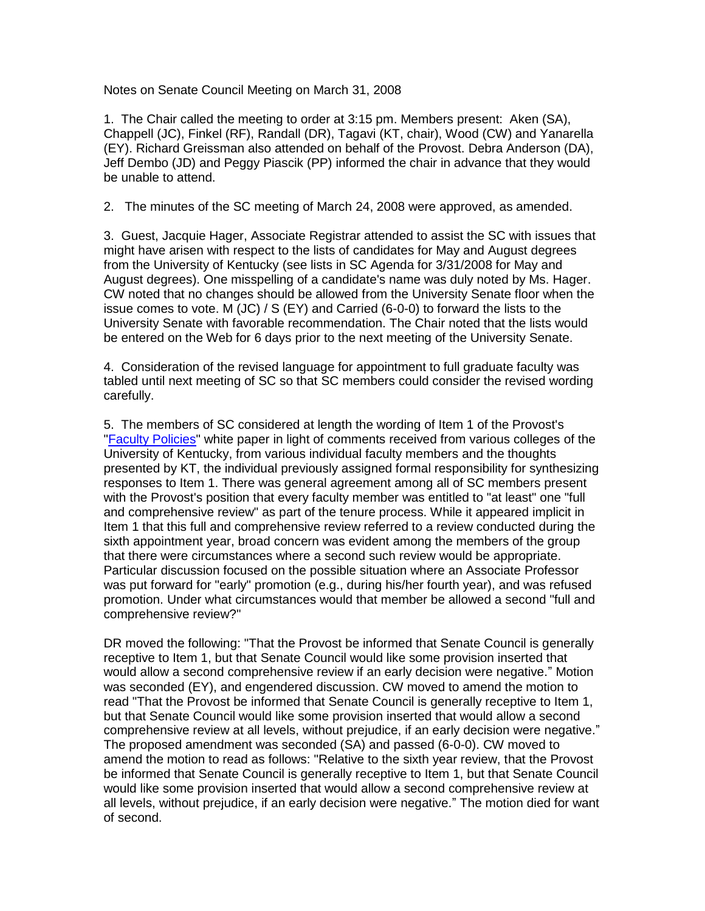Notes on Senate Council Meeting on March 31, 2008

1. The Chair called the meeting to order at 3:15 pm. Members present: Aken (SA), Chappell (JC), Finkel (RF), Randall (DR), Tagavi (KT, chair), Wood (CW) and Yanarella (EY). Richard Greissman also attended on behalf of the Provost. Debra Anderson (DA), Jeff Dembo (JD) and Peggy Piascik (PP) informed the chair in advance that they would be unable to attend.

2. The minutes of the SC meeting of March 24, 2008 were approved, as amended.

3. Guest, Jacquie Hager, Associate Registrar attended to assist the SC with issues that might have arisen with respect to the lists of candidates for May and August degrees from the University of Kentucky (see lists in SC Agenda for 3/31/2008 for May and August degrees). One misspelling of a candidate's name was duly noted by Ms. Hager. CW noted that no changes should be allowed from the University Senate floor when the issue comes to vote. M (JC) / S (EY) and Carried (6-0-0) to forward the lists to the University Senate with favorable recommendation. The Chair noted that the lists would be entered on the Web for 6 days prior to the next meeting of the University Senate.

4. Consideration of the revised language for appointment to full graduate faculty was tabled until next meeting of SC so that SC members could consider the revised wording carefully.

5. The members of SC considered at length the wording of Item 1 of the Provost's "Faculty Policies" white paper in light of comments received from various colleges of the University of Kentucky, from various individual faculty members and the thoughts presented by KT, the individual previously assigned formal responsibility for synthesizing responses to Item 1. There was general agreement among all of SC members present with the Provost's position that every faculty member was entitled to "at least" one "full and comprehensive review" as part of the tenure process. While it appeared implicit in Item 1 that this full and comprehensive review referred to a review conducted during the sixth appointment year, broad concern was evident among the members of the group that there were circumstances where a second such review would be appropriate. Particular discussion focused on the possible situation where an Associate Professor was put forward for "early" promotion (e.g., during his/her fourth year), and was refused promotion. Under what circumstances would that member be allowed a second "full and comprehensive review?"

DR moved the following: "That the Provost be informed that Senate Council is generally receptive to Item 1, but that Senate Council would like some provision inserted that would allow a second comprehensive review if an early decision were negative." Motion was seconded (EY), and engendered discussion. CW moved to amend the motion to read "That the Provost be informed that Senate Council is generally receptive to Item 1, but that Senate Council would like some provision inserted that would allow a second comprehensive review at all levels, without prejudice, if an early decision were negative." The proposed amendment was seconded (SA) and passed (6-0-0). CW moved to amend the motion to read as follows: "Relative to the sixth year review, that the Provost be informed that Senate Council is generally receptive to Item 1, but that Senate Council would like some provision inserted that would allow a second comprehensive review at all levels, without prejudice, if an early decision were negative." The motion died for want of second.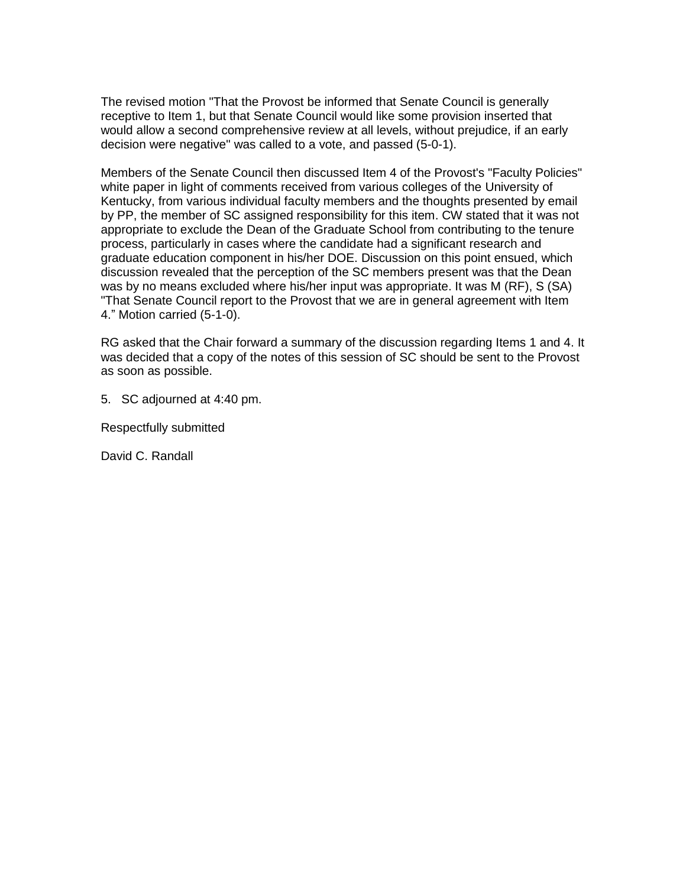The revised motion "That the Provost be informed that Senate Council is generally receptive to Item 1, but that Senate Council would like some provision inserted that would allow a second comprehensive review at all levels, without prejudice, if an early decision were negative" was called to a vote, and passed (5-0-1).

Members of the Senate Council then discussed Item 4 of the Provost's "Faculty Policies" white paper in light of comments received from various colleges of the University of Kentucky, from various individual faculty members and the thoughts presented by email by PP, the member of SC assigned responsibility for this item. CW stated that it was not appropriate to exclude the Dean of the Graduate School from contributing to the tenure process, particularly in cases where the candidate had a significant research and graduate education component in his/her DOE. Discussion on this point ensued, which discussion revealed that the perception of the SC members present was that the Dean was by no means excluded where his/her input was appropriate. It was M (RF), S (SA) "That Senate Council report to the Provost that we are in general agreement with Item 4." Motion carried (5-1-0).

RG asked that the Chair forward a summary of the discussion regarding Items 1 and 4. It was decided that a copy of the notes of this session of SC should be sent to the Provost as soon as possible.

5. SC adjourned at 4:40 pm.

Respectfully submitted

David C. Randall